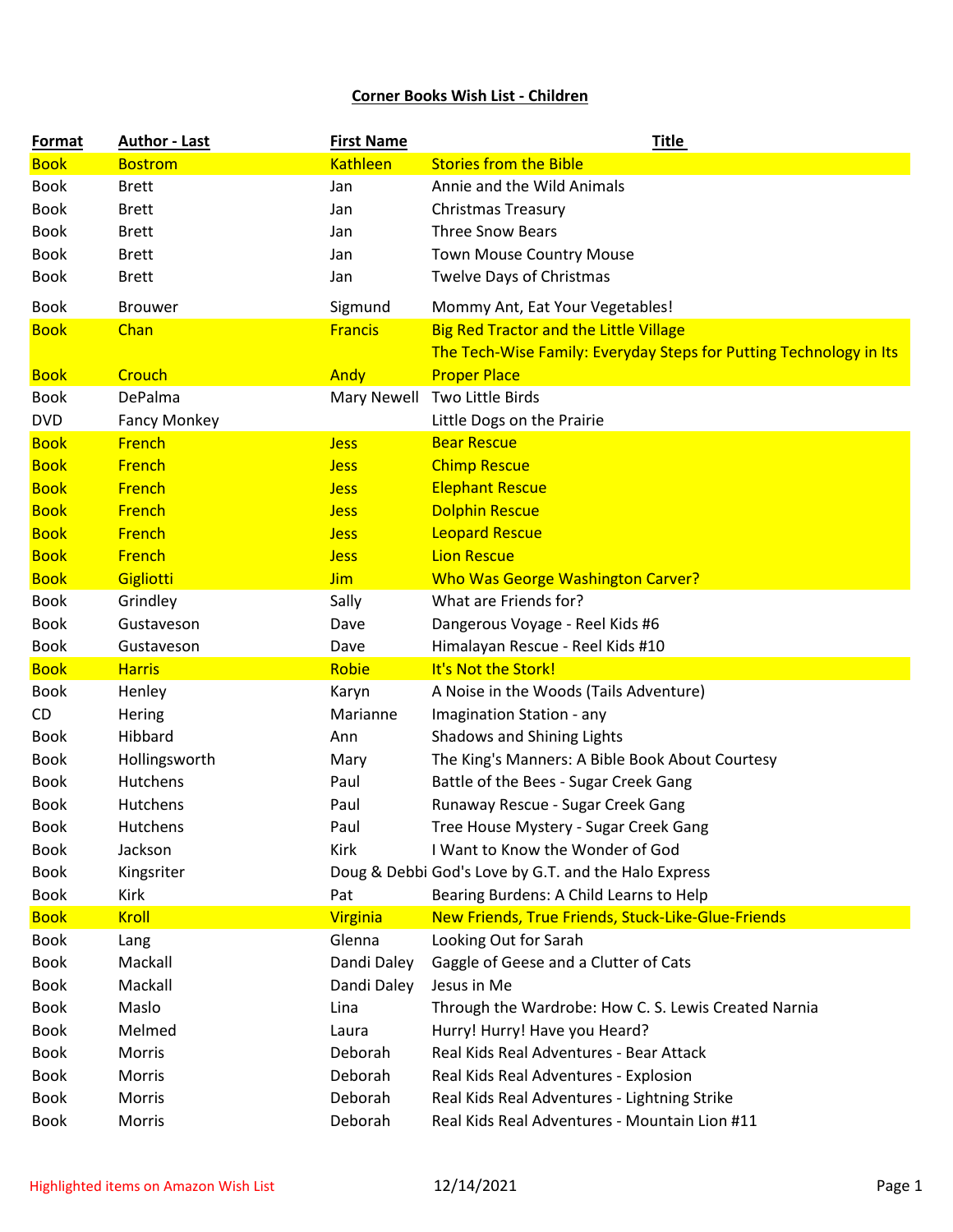**Corner Books Wish List - Children**

| Format | Author - Last | First Name | Title |
|---|---|---|---|
| Book | Bostrom | Kathleen | Stories from the Bible |
| Book | Brett | Jan | Annie and the Wild Animals |
| Book | Brett | Jan | Christmas Treasury |
| Book | Brett | Jan | Three Snow Bears |
| Book | Brett | Jan | Town Mouse Country Mouse |
| Book | Brett | Jan | Twelve Days of Christmas |
| Book | Brouwer | Sigmund | Mommy Ant, Eat Your Vegetables! |
| Book | Chan | Francis | Big Red Tractor and the Little Village |
| Book | Crouch | Andy | The Tech-Wise Family: Everyday Steps for Putting Technology in Its Proper Place |
| Book | DePalma | Mary Newell | Two Little Birds |
| DVD | Fancy Monkey | | Little Dogs on the Prairie |
| Book | French | Jess | Bear Rescue |
| Book | French | Jess | Chimp Rescue |
| Book | French | Jess | Elephant Rescue |
| Book | French | Jess | Dolphin Rescue |
| Book | French | Jess | Leopard Rescue |
| Book | French | Jess | Lion Rescue |
| Book | Gigliotti | Jim | Who Was George Washington Carver? |
| Book | Grindley | Sally | What are Friends for? |
| Book | Gustaveson | Dave | Dangerous Voyage - Reel Kids #6 |
| Book | Gustaveson | Dave | Himalayan Rescue - Reel Kids #10 |
| Book | Harris | Robie | It's Not the Stork! |
| Book | Henley | Karyn | A Noise in the Woods (Tails Adventure) |
| CD | Hering | Marianne | Imagination Station - any |
| Book | Hibbard | Ann | Shadows and Shining Lights |
| Book | Hollingsworth | Mary | The King's Manners: A Bible Book About Courtesy |
| Book | Hutchens | Paul | Battle of the Bees - Sugar Creek Gang |
| Book | Hutchens | Paul | Runaway Rescue - Sugar Creek Gang |
| Book | Hutchens | Paul | Tree House Mystery - Sugar Creek Gang |
| Book | Jackson | Kirk | I Want to Know the Wonder of God |
| Book | Kingsriter | Doug & Debbi | God's Love by G.T. and the Halo Express |
| Book | Kirk | Pat | Bearing Burdens: A Child Learns to Help |
| Book | Kroll | Virginia | New Friends, True Friends, Stuck-Like-Glue-Friends |
| Book | Lang | Glenna | Looking Out for Sarah |
| Book | Mackall | Dandi Daley | Gaggle of Geese and a Clutter of Cats |
| Book | Mackall | Dandi Daley | Jesus in Me |
| Book | Maslo | Lina | Through the Wardrobe: How C. S. Lewis Created Narnia |
| Book | Melmed | Laura | Hurry! Hurry! Have you Heard? |
| Book | Morris | Deborah | Real Kids Real Adventures - Bear Attack |
| Book | Morris | Deborah | Real Kids Real Adventures - Explosion |
| Book | Morris | Deborah | Real Kids Real Adventures - Lightning Strike |
| Book | Morris | Deborah | Real Kids Real Adventures - Mountain Lion #11 |

Highlighted items on Amazon Wish List

12/14/2021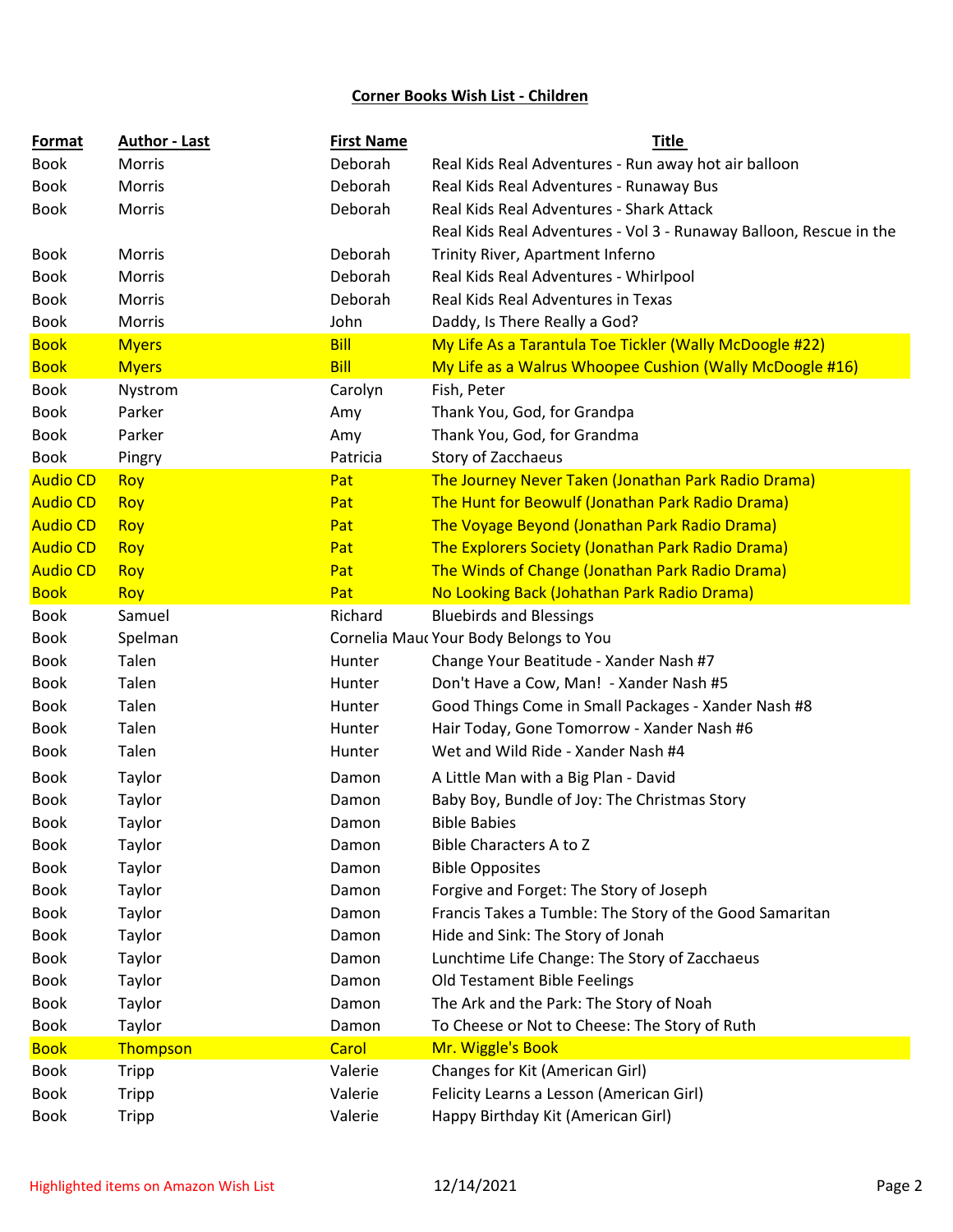**Corner Books Wish List - Children**

| Format | Author - Last | First Name | Title |
|---|---|---|---|
| Book | Morris | Deborah | Real Kids Real Adventures - Run away hot air balloon |
| Book | Morris | Deborah | Real Kids Real Adventures - Runaway Bus |
| Book | Morris | Deborah | Real Kids Real Adventures - Shark Attack |
| Book | Morris | Deborah | Real Kids Real Adventures - Vol 3 - Runaway Balloon, Rescue in the Trinity River, Apartment Inferno |
| Book | Morris | Deborah | Real Kids Real Adventures - Whirlpool |
| Book | Morris | Deborah | Real Kids Real Adventures in Texas |
| Book | Morris | John | Daddy, Is There Really a God? |
| Book | Myers | Bill | My Life As a Tarantula Toe Tickler (Wally McDoogle #22) |
| Book | Myers | Bill | My Life as a Walrus Whoopee Cushion (Wally McDoogle #16) |
| Book | Nystrom | Carolyn | Fish, Peter |
| Book | Parker | Amy | Thank You, God, for Grandpa |
| Book | Parker | Amy | Thank You, God, for Grandma |
| Book | Pingry | Patricia | Story of Zacchaeus |
| Audio CD | Roy | Pat | The Journey Never Taken (Jonathan Park Radio Drama) |
| Audio CD | Roy | Pat | The Hunt for Beowulf (Jonathan Park Radio Drama) |
| Audio CD | Roy | Pat | The Voyage Beyond (Jonathan Park Radio Drama) |
| Audio CD | Roy | Pat | The Explorers Society (Jonathan Park Radio Drama) |
| Audio CD | Roy | Pat | The Winds of Change (Jonathan Park Radio Drama) |
| Book | Roy | Pat | No Looking Back (Johathan Park Radio Drama) |
| Book | Samuel | Richard | Bluebirds and Blessings |
| Book | Spelman | Cornelia Mauc | Your Body Belongs to You |
| Book | Talen | Hunter | Change Your Beatitude - Xander Nash #7 |
| Book | Talen | Hunter | Don't Have a Cow, Man! - Xander Nash #5 |
| Book | Talen | Hunter | Good Things Come in Small Packages - Xander Nash #8 |
| Book | Talen | Hunter | Hair Today, Gone Tomorrow - Xander Nash #6 |
| Book | Talen | Hunter | Wet and Wild Ride - Xander Nash #4 |
| Book | Taylor | Damon | A Little Man with a Big Plan - David |
| Book | Taylor | Damon | Baby Boy, Bundle of Joy: The Christmas Story |
| Book | Taylor | Damon | Bible Babies |
| Book | Taylor | Damon | Bible Characters A to Z |
| Book | Taylor | Damon | Bible Opposites |
| Book | Taylor | Damon | Forgive and Forget: The Story of Joseph |
| Book | Taylor | Damon | Francis Takes a Tumble: The Story of the Good Samaritan |
| Book | Taylor | Damon | Hide and Sink: The Story of Jonah |
| Book | Taylor | Damon | Lunchtime Life Change: The Story of Zacchaeus |
| Book | Taylor | Damon | Old Testament Bible Feelings |
| Book | Taylor | Damon | The Ark and the Park: The Story of Noah |
| Book | Taylor | Damon | To Cheese or Not to Cheese: The Story of Ruth |
| Book | Thompson | Carol | Mr. Wiggle's Book |
| Book | Tripp | Valerie | Changes for Kit (American Girl) |
| Book | Tripp | Valerie | Felicity Learns a Lesson (American Girl) |
| Book | Tripp | Valerie | Happy Birthday Kit (American Girl) |

Highlighted items on Amazon Wish List

12/14/2021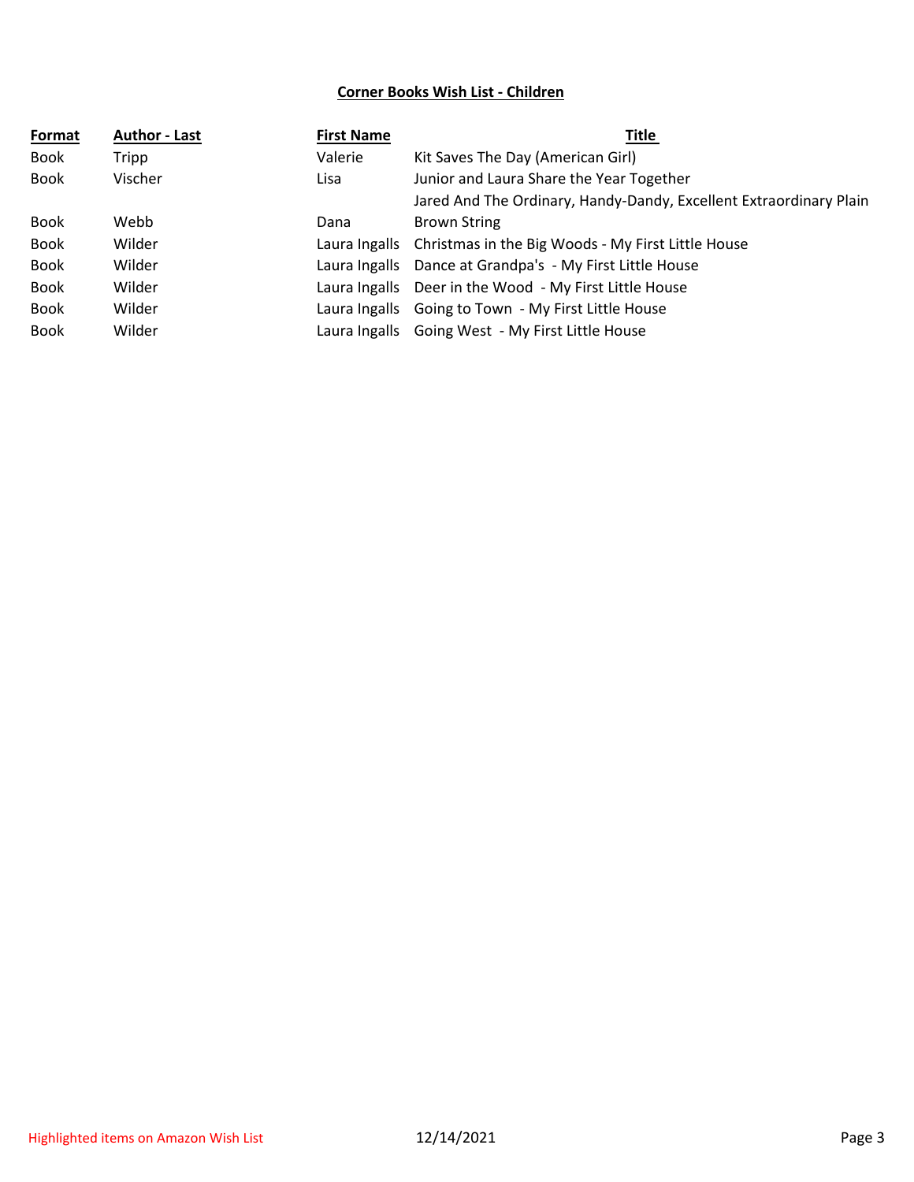**Corner Books Wish List - Children**

| Format | Author - Last | First Name | Title |
|---|---|---|---|
| Book | Tripp | Valerie | Kit Saves The Day (American Girl) |
| Book | Vischer | Lisa | Junior and Laura Share the Year Together |
| Book | Webb | Dana | Jared And The Ordinary, Handy-Dandy, Excellent Extraordinary Plain Brown String |
| Book | Wilder | Laura Ingalls | Christmas in the Big Woods - My First Little House |
| Book | Wilder | Laura Ingalls | Dance at Grandpa's - My First Little House |
| Book | Wilder | Laura Ingalls | Deer in the Wood - My First Little House |
| Book | Wilder | Laura Ingalls | Going to Town - My First Little House |
| Book | Wilder | Laura Ingalls | Going West - My First Little House |

Highlighted items on Amazon Wish List

12/14/2021